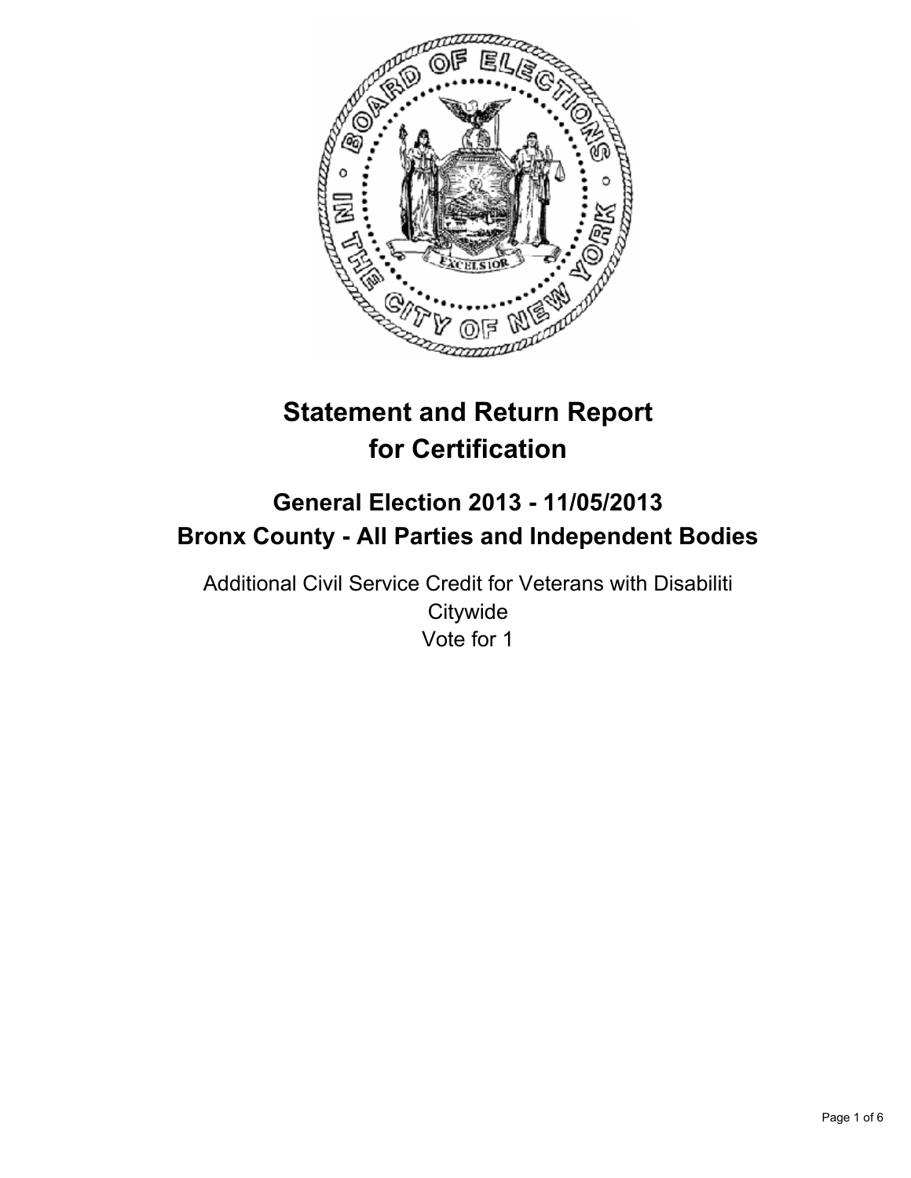# Statement and Return Report for Certification

## General Election 2013 - 11/05/2013
## Bronx County - All Parties and Independent Bodies

Additional Civil Service Credit for Veterans with Disabiliti
Citywide
Vote for 1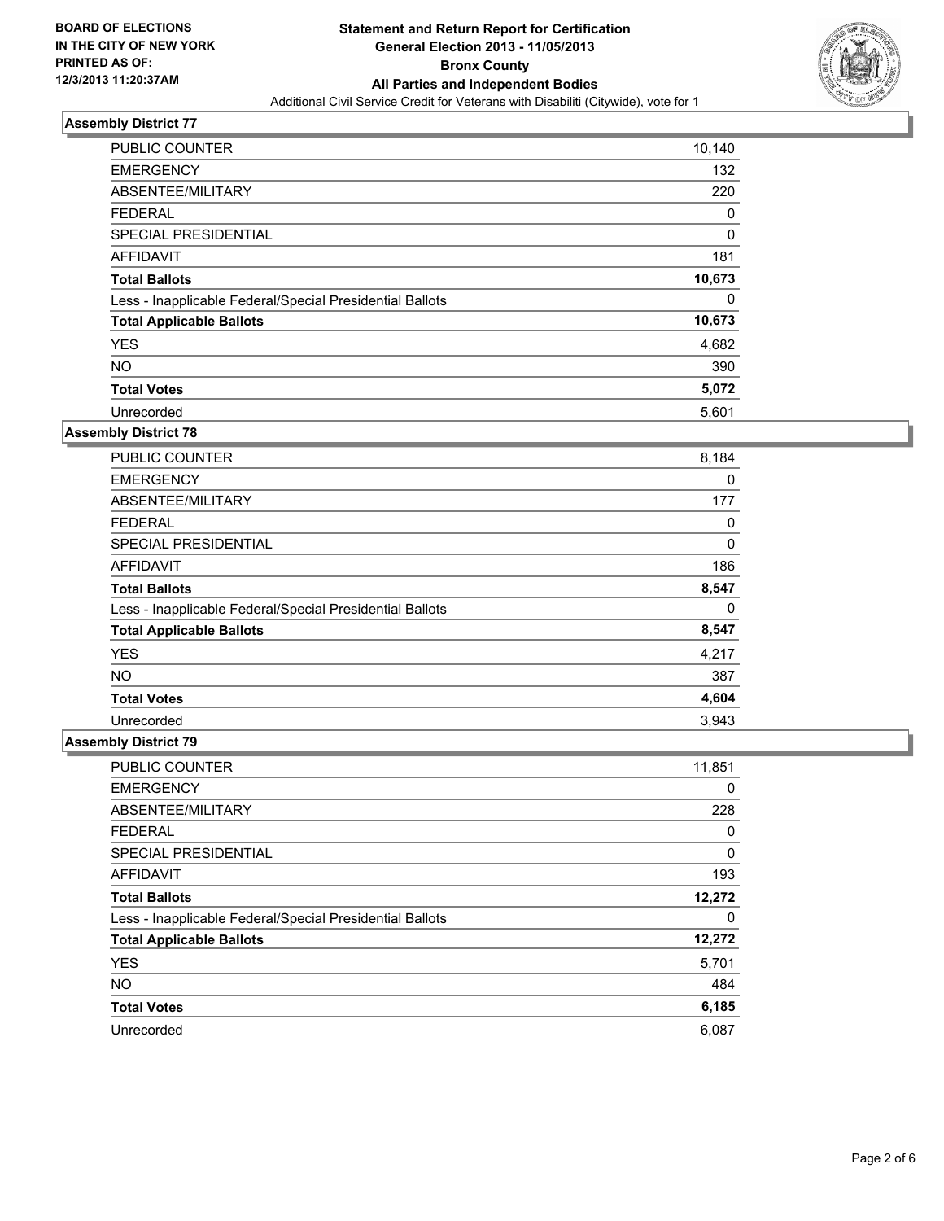**BOARD OF ELECTIONS IN THE CITY OF NEW YORK PRINTED AS OF: 12/3/2013 11:20:37AM**

# Statement and Return Report for Certification
## General Election 2013 - 11/05/2013
## Bronx County
## All Parties and Independent Bodies
Additional Civil Service Credit for Veterans with Disabiliti (Citywide), vote for 1

### Assembly District 77

| | |
|---|---|
| PUBLIC COUNTER | 10,140 |
| EMERGENCY | 132 |
| ABSENTEE/MILITARY | 220 |
| FEDERAL | 0 |
| SPECIAL PRESIDENTIAL | 0 |
| AFFIDAVIT | 181 |
| **Total Ballots** | **10,673** |
| Less - Inapplicable Federal/Special Presidential Ballots | 0 |
| **Total Applicable Ballots** | **10,673** |
| YES | 4,682 |
| NO | 390 |
| **Total Votes** | **5,072** |
| Unrecorded | 5,601 |

### Assembly District 78

| | |
|---|---|
| PUBLIC COUNTER | 8,184 |
| EMERGENCY | 0 |
| ABSENTEE/MILITARY | 177 |
| FEDERAL | 0 |
| SPECIAL PRESIDENTIAL | 0 |
| AFFIDAVIT | 186 |
| **Total Ballots** | **8,547** |
| Less - Inapplicable Federal/Special Presidential Ballots | 0 |
| **Total Applicable Ballots** | **8,547** |
| YES | 4,217 |
| NO | 387 |
| **Total Votes** | **4,604** |
| Unrecorded | 3,943 |

### Assembly District 79

| | |
|---|---|
| PUBLIC COUNTER | 11,851 |
| EMERGENCY | 0 |
| ABSENTEE/MILITARY | 228 |
| FEDERAL | 0 |
| SPECIAL PRESIDENTIAL | 0 |
| AFFIDAVIT | 193 |
| **Total Ballots** | **12,272** |
| Less - Inapplicable Federal/Special Presidential Ballots | 0 |
| **Total Applicable Ballots** | **12,272** |
| YES | 5,701 |
| NO | 484 |
| **Total Votes** | **6,185** |
| Unrecorded | 6,087 |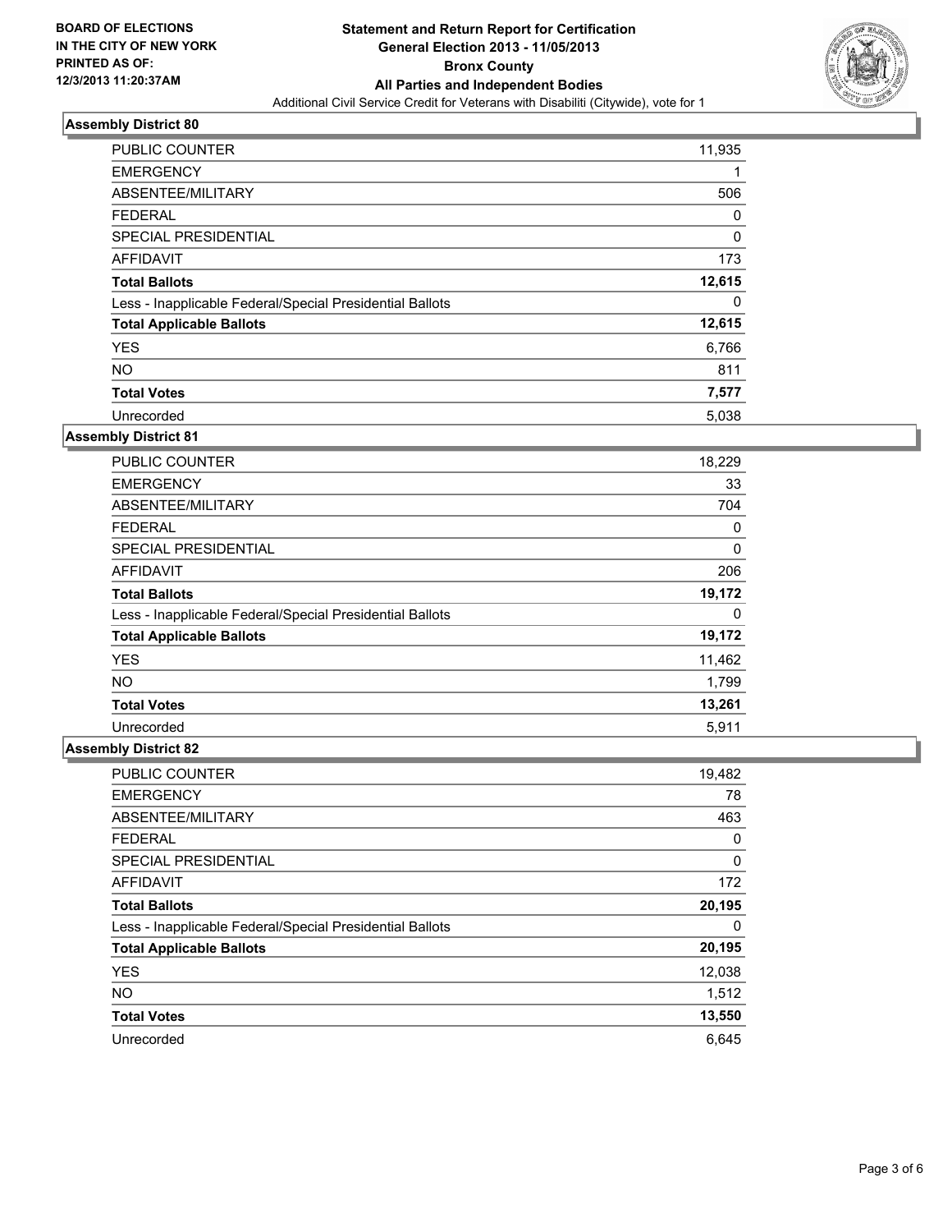**BOARD OF ELECTIONS IN THE CITY OF NEW YORK PRINTED AS OF: 12/3/2013 11:20:37AM**

# Statement and Return Report for Certification
## General Election 2013 - 11/05/2013
## Bronx County
## All Parties and Independent Bodies
Additional Civil Service Credit for Veterans with Disabiliti (Citywide), vote for 1

### Assembly District 80

| | |
|---|---|
| PUBLIC COUNTER | 11,935 |
| EMERGENCY | 1 |
| ABSENTEE/MILITARY | 506 |
| FEDERAL | 0 |
| SPECIAL PRESIDENTIAL | 0 |
| AFFIDAVIT | 173 |
| **Total Ballots** | **12,615** |
| Less - Inapplicable Federal/Special Presidential Ballots | 0 |
| **Total Applicable Ballots** | **12,615** |
| YES | 6,766 |
| NO | 811 |
| **Total Votes** | **7,577** |
| Unrecorded | 5,038 |

### Assembly District 81

| | |
|---|---|
| PUBLIC COUNTER | 18,229 |
| EMERGENCY | 33 |
| ABSENTEE/MILITARY | 704 |
| FEDERAL | 0 |
| SPECIAL PRESIDENTIAL | 0 |
| AFFIDAVIT | 206 |
| **Total Ballots** | **19,172** |
| Less - Inapplicable Federal/Special Presidential Ballots | 0 |
| **Total Applicable Ballots** | **19,172** |
| YES | 11,462 |
| NO | 1,799 |
| **Total Votes** | **13,261** |
| Unrecorded | 5,911 |

### Assembly District 82

| | |
|---|---|
| PUBLIC COUNTER | 19,482 |
| EMERGENCY | 78 |
| ABSENTEE/MILITARY | 463 |
| FEDERAL | 0 |
| SPECIAL PRESIDENTIAL | 0 |
| AFFIDAVIT | 172 |
| **Total Ballots** | **20,195** |
| Less - Inapplicable Federal/Special Presidential Ballots | 0 |
| **Total Applicable Ballots** | **20,195** |
| YES | 12,038 |
| NO | 1,512 |
| **Total Votes** | **13,550** |
| Unrecorded | 6,645 |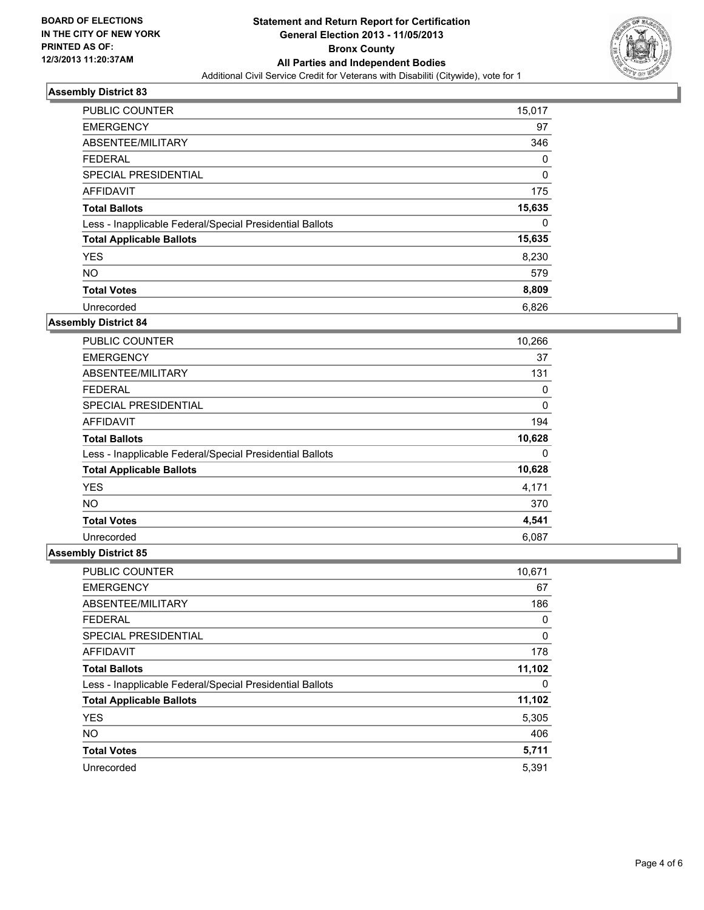**BOARD OF ELECTIONS IN THE CITY OF NEW YORK PRINTED AS OF: 12/3/2013 11:20:37AM**

# Statement and Return Report for Certification
## General Election 2013 - 11/05/2013
## Bronx County
## All Parties and Independent Bodies

Additional Civil Service Credit for Veterans with Disabiliti (Citywide), vote for 1

### Assembly District 83

| | |
|---|---|
| PUBLIC COUNTER | 15,017 |
| EMERGENCY | 97 |
| ABSENTEE/MILITARY | 346 |
| FEDERAL | 0 |
| SPECIAL PRESIDENTIAL | 0 |
| AFFIDAVIT | 175 |
| **Total Ballots** | **15,635** |
| Less - Inapplicable Federal/Special Presidential Ballots | 0 |
| **Total Applicable Ballots** | **15,635** |
| YES | 8,230 |
| NO | 579 |
| **Total Votes** | **8,809** |
| Unrecorded | 6,826 |

### Assembly District 84

| | |
|---|---|
| PUBLIC COUNTER | 10,266 |
| EMERGENCY | 37 |
| ABSENTEE/MILITARY | 131 |
| FEDERAL | 0 |
| SPECIAL PRESIDENTIAL | 0 |
| AFFIDAVIT | 194 |
| **Total Ballots** | **10,628** |
| Less - Inapplicable Federal/Special Presidential Ballots | 0 |
| **Total Applicable Ballots** | **10,628** |
| YES | 4,171 |
| NO | 370 |
| **Total Votes** | **4,541** |
| Unrecorded | 6,087 |

### Assembly District 85

| | |
|---|---|
| PUBLIC COUNTER | 10,671 |
| EMERGENCY | 67 |
| ABSENTEE/MILITARY | 186 |
| FEDERAL | 0 |
| SPECIAL PRESIDENTIAL | 0 |
| AFFIDAVIT | 178 |
| **Total Ballots** | **11,102** |
| Less - Inapplicable Federal/Special Presidential Ballots | 0 |
| **Total Applicable Ballots** | **11,102** |
| YES | 5,305 |
| NO | 406 |
| **Total Votes** | **5,711** |
| Unrecorded | 5,391 |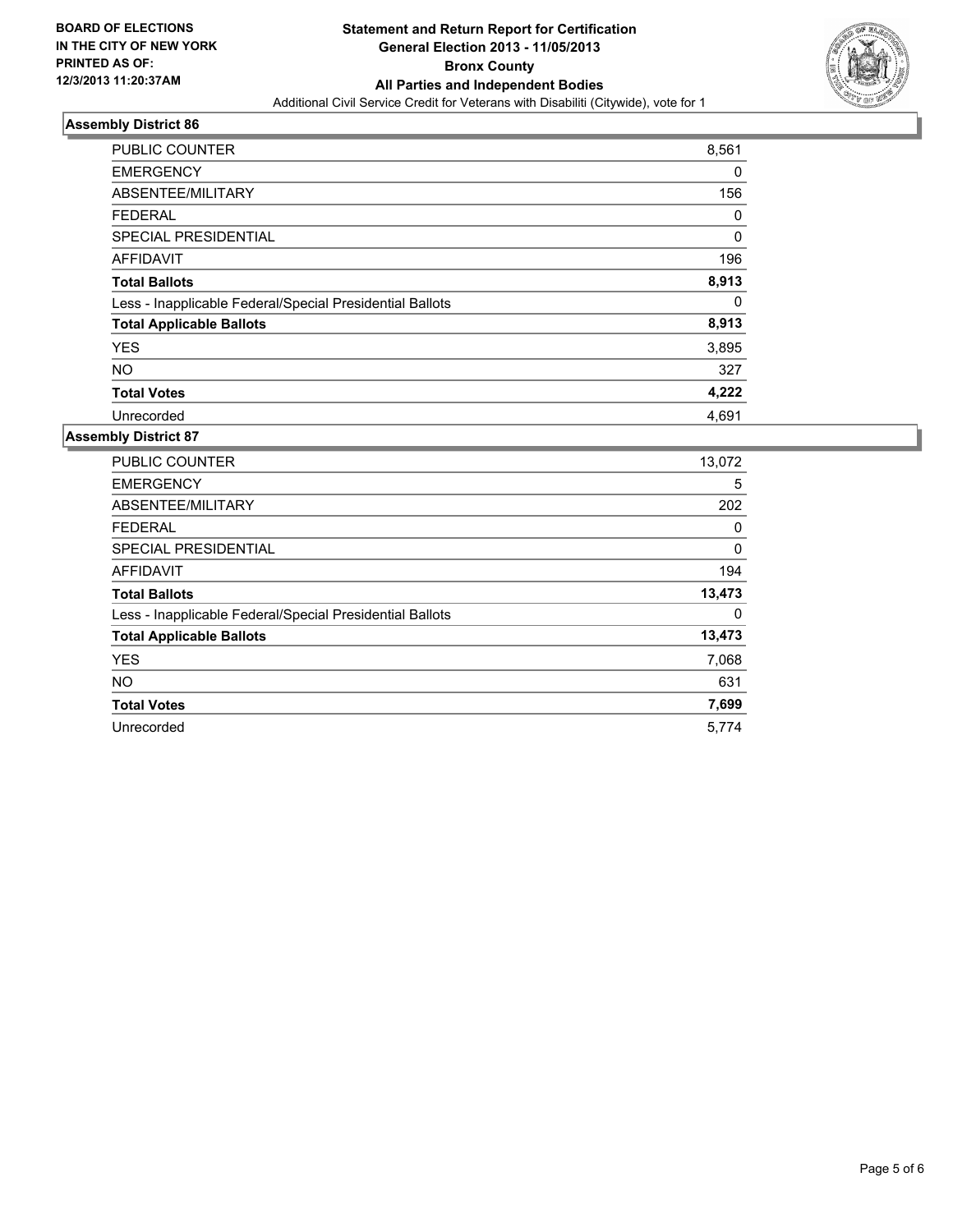**BOARD OF ELECTIONS IN THE CITY OF NEW YORK PRINTED AS OF: 12/3/2013 11:20:37AM**

# Statement and Return Report for Certification
## General Election 2013 - 11/05/2013
## Bronx County
## All Parties and Independent Bodies

Additional Civil Service Credit for Veterans with Disabiliti (Citywide), vote for 1

### Assembly District 86

| | |
|---|---|
| PUBLIC COUNTER | 8,561 |
| EMERGENCY | 0 |
| ABSENTEE/MILITARY | 156 |
| FEDERAL | 0 |
| SPECIAL PRESIDENTIAL | 0 |
| AFFIDAVIT | 196 |
| **Total Ballots** | **8,913** |
| Less - Inapplicable Federal/Special Presidential Ballots | 0 |
| **Total Applicable Ballots** | **8,913** |
| YES | 3,895 |
| NO | 327 |
| **Total Votes** | **4,222** |
| Unrecorded | 4,691 |

### Assembly District 87

| | |
|---|---|
| PUBLIC COUNTER | 13,072 |
| EMERGENCY | 5 |
| ABSENTEE/MILITARY | 202 |
| FEDERAL | 0 |
| SPECIAL PRESIDENTIAL | 0 |
| AFFIDAVIT | 194 |
| **Total Ballots** | **13,473** |
| Less - Inapplicable Federal/Special Presidential Ballots | 0 |
| **Total Applicable Ballots** | **13,473** |
| YES | 7,068 |
| NO | 631 |
| **Total Votes** | **7,699** |
| Unrecorded | 5,774 |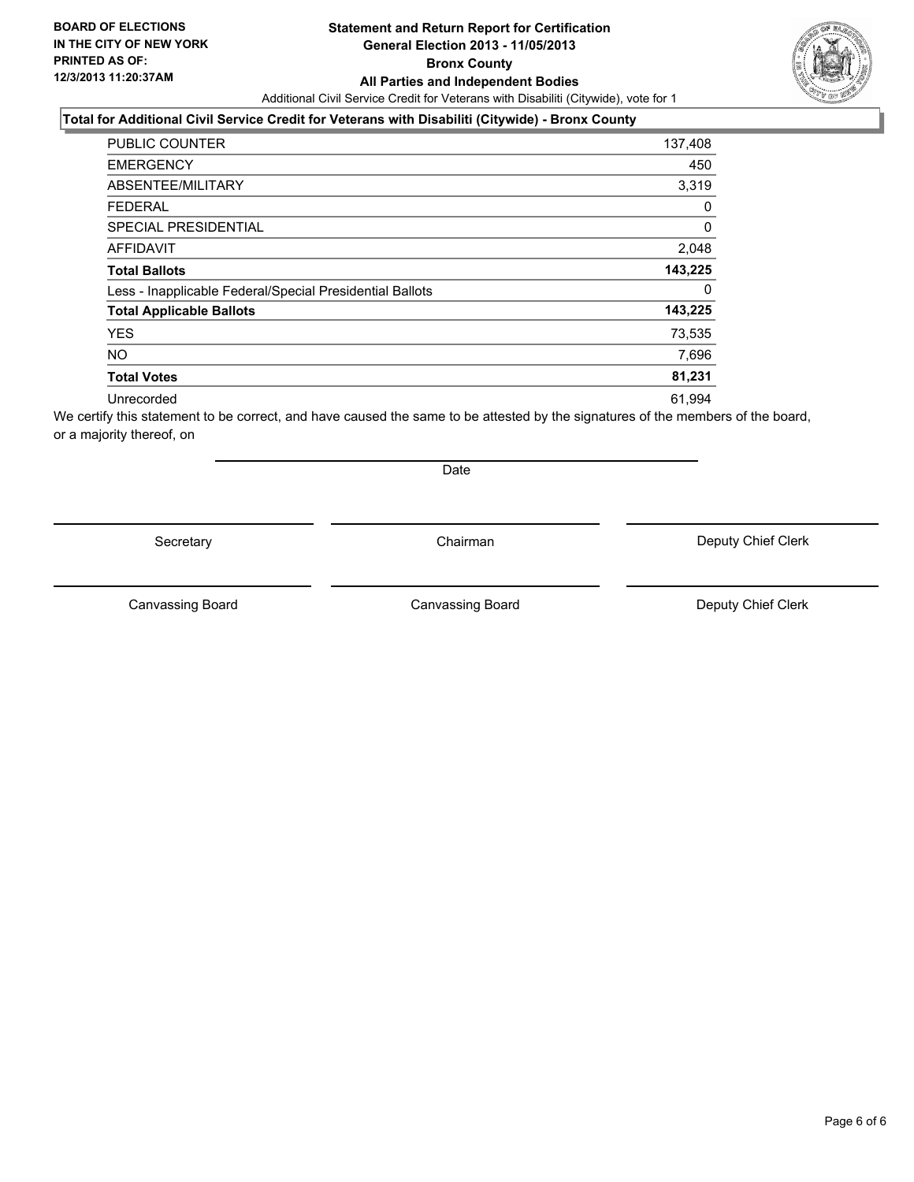**BOARD OF ELECTIONS IN THE CITY OF NEW YORK PRINTED AS OF: 12/3/2013 11:20:37AM**

**Statement and Return Report for Certification General Election 2013 - 11/05/2013 Bronx County All Parties and Independent Bodies**

Additional Civil Service Credit for Veterans with Disabiliti (Citywide), vote for 1

**Total for Additional Civil Service Credit for Veterans with Disabiliti (Citywide) - Bronx County**

| | |
|---|---|
| PUBLIC COUNTER | 137,408 |
| EMERGENCY | 450 |
| ABSENTEE/MILITARY | 3,319 |
| FEDERAL | 0 |
| SPECIAL PRESIDENTIAL | 0 |
| AFFIDAVIT | 2,048 |
| **Total Ballots** | **143,225** |
| Less - Inapplicable Federal/Special Presidential Ballots | 0 |
| **Total Applicable Ballots** | **143,225** |
| YES | 73,535 |
| NO | 7,696 |
| **Total Votes** | **81,231** |
| Unrecorded | 61,994 |

We certify this statement to be correct, and have caused the same to be attested by the signatures of the members of the board, or a majority thereof, on

Date

Secretary

Chairman

Deputy Chief Clerk

Canvassing Board

Canvassing Board

Deputy Chief Clerk